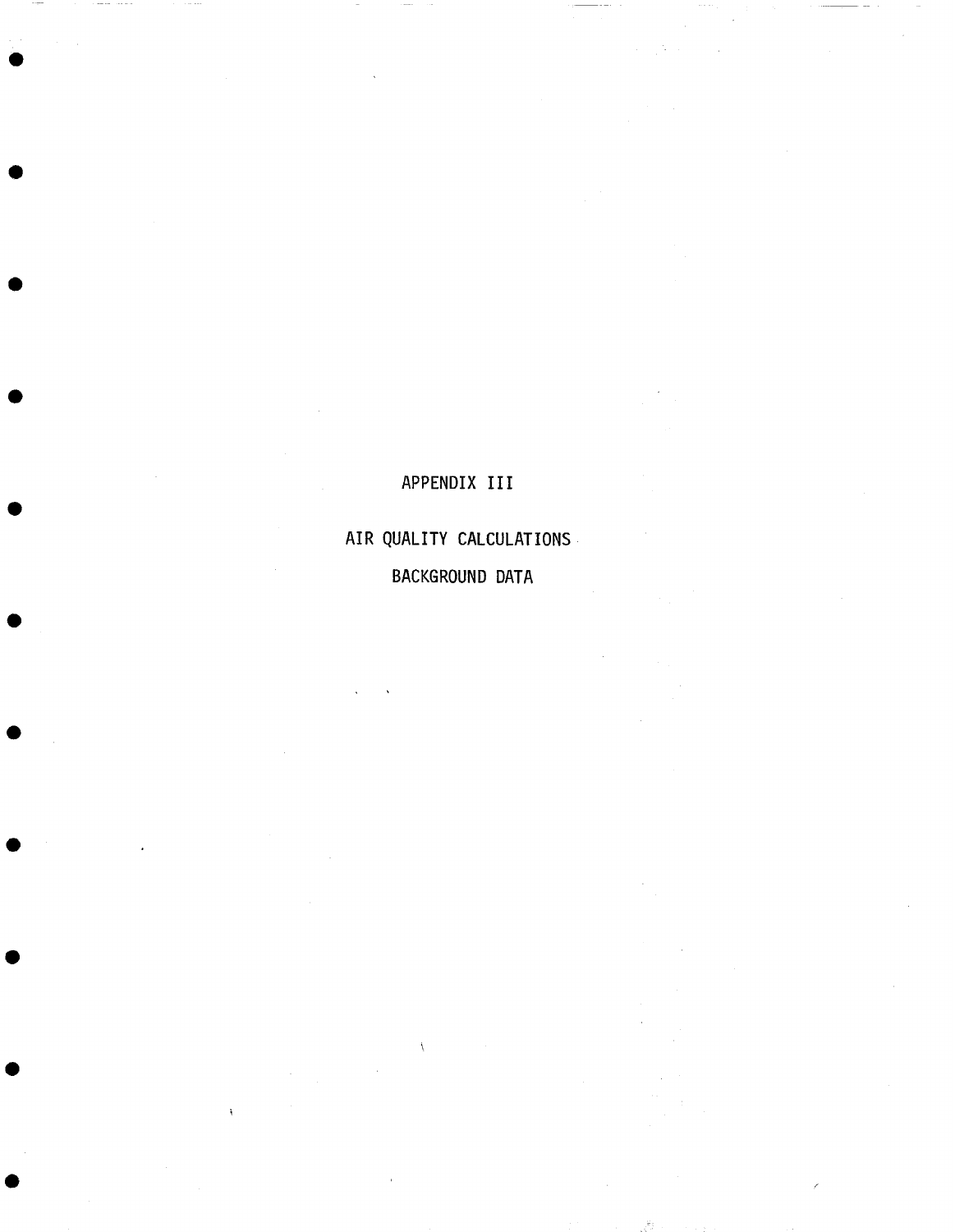# APPENDIX III

## AIR QUALITY CALCULATIONS

## BACKGROUND DATA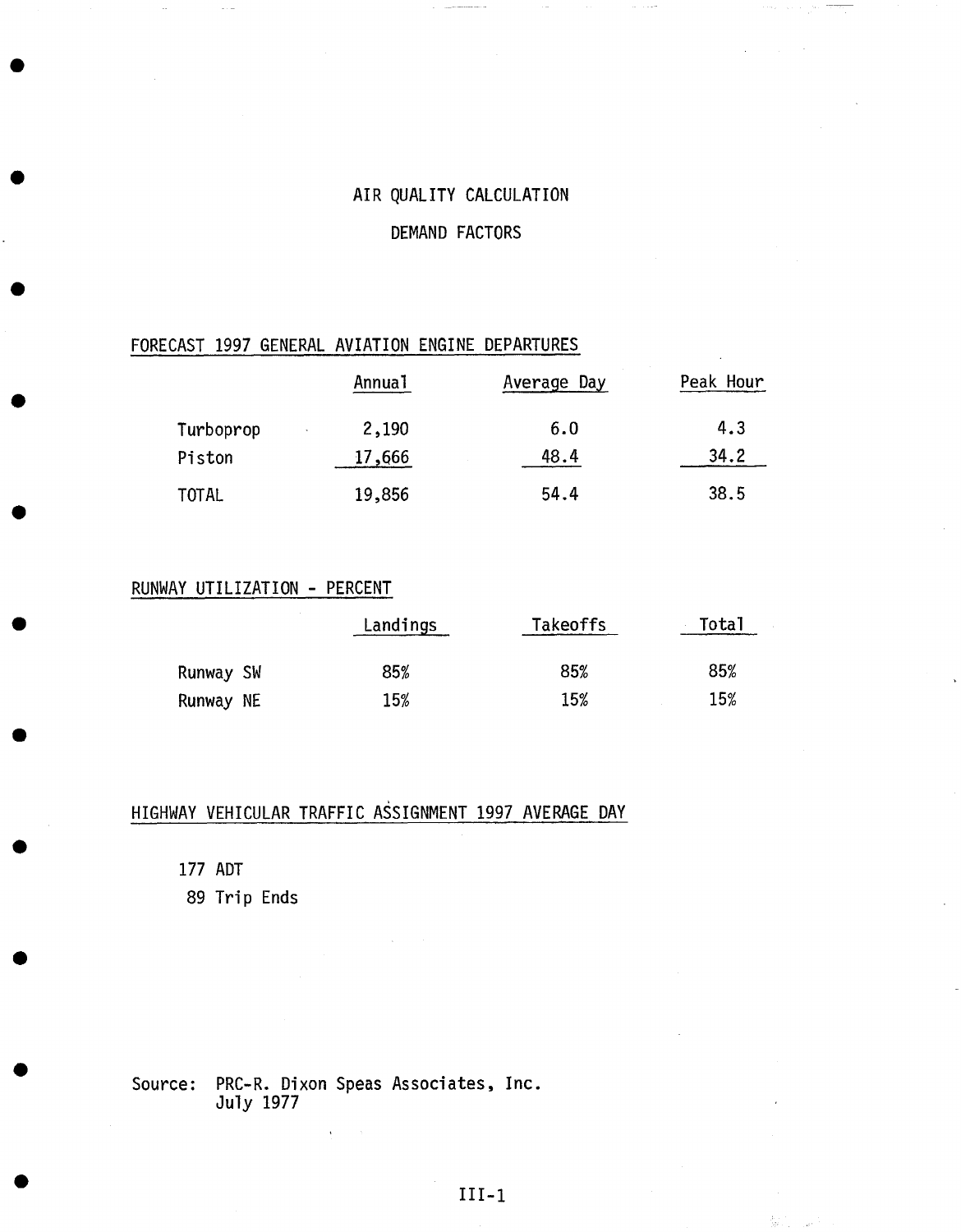# AIR QUALITY CALCULATION

## DEMAND FACTORS

### FORECAST 1997 GENERAL AVIATION ENGINE DEPARTURES

| | Annual | Average Day | Peak Hour |
|---|---|---|---|
| Turboprop | 2,190 | 6.0 | 4.3 |
| Piston | 17,666 | 48.4 | 34.2 |
| TOTAL | 19,856 | 54.4 | 38.5 |

### RUNWAY UTILIZATION - PERCENT

| | Landings | Takeoffs | Total |
|---|---|---|---|
| Runway SW | 85% | 85% | 85% |
| Runway NE | 15% | 15% | 15% |

### HIGHWAY VEHICULAR TRAFFIC ASSIGNMENT 1997 AVERAGE DAY

177 ADT
89 Trip Ends

Source: PRC-R. Dixon Speas Associates, Inc.
July 1977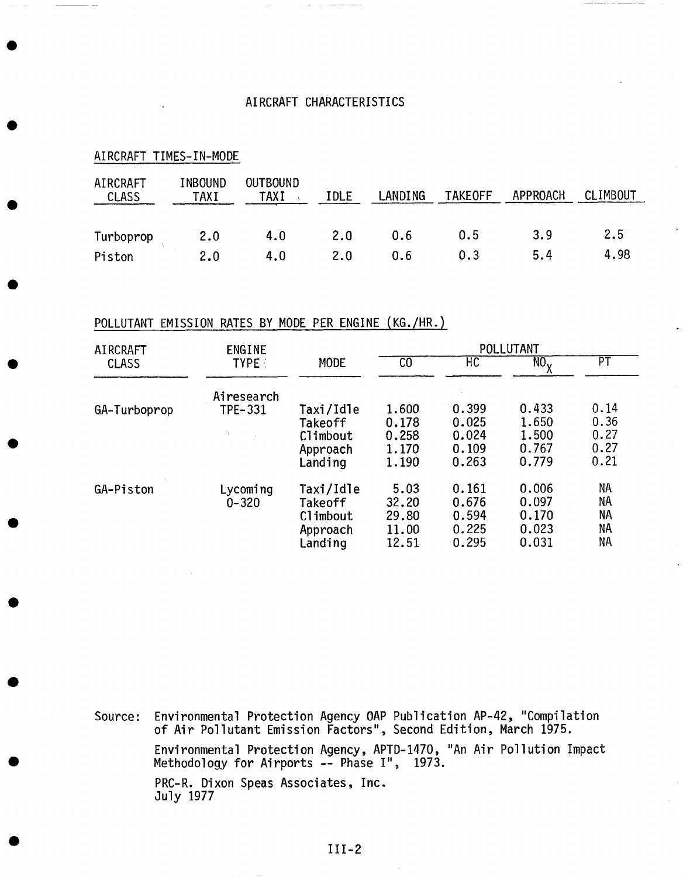# AIRCRAFT CHARACTERISTICS

## AIRCRAFT TIMES-IN-MODE

| AIRCRAFT CLASS | INBOUND TAXI | OUTBOUND TAXI | IDLE | LANDING | TAKEOFF | APPROACH | CLIMBOUT |
|---|---|---|---|---|---|---|---|
| Turboprop | 2.0 | 4.0 | 2.0 | 0.6 | 0.5 | 3.9 | 2.5 |
| Piston | 2.0 | 4.0 | 2.0 | 0.6 | 0.3 | 5.4 | 4.98 |

## POLLUTANT EMISSION RATES BY MODE PER ENGINE (KG./HR.)

| AIRCRAFT CLASS | ENGINE TYPE | MODE | POLLUTANT | | | |
|---|---|---|---|---|---|---|
| | | | CO | HC | $NO_X$ | PT |
| GA-Turboprop | Airesearch TPE-331 | Taxi/Idle | 1.600 | 0.399 | 0.433 | 0.14 |
| | | Takeoff | 0.178 | 0.025 | 1.650 | 0.36 |
| | | Climbout | 0.258 | 0.024 | 1.500 | 0.27 |
| | | Approach | 1.170 | 0.109 | 0.767 | 0.27 |
| | | Landing | 1.190 | 0.263 | 0.779 | 0.21 |
| GA-Piston | Lycoming 0-320 | Taxi/Idle | 5.03 | 0.161 | 0.006 | NA |
| | | Takeoff | 32.20 | 0.676 | 0.097 | NA |
| | | Climbout | 29.80 | 0.594 | 0.170 | NA |
| | | Approach | 11.00 | 0.225 | 0.023 | NA |
| | | Landing | 12.51 | 0.295 | 0.031 | NA |

Source: Environmental Protection Agency OAP Publication AP-42, "Compilation of Air Pollutant Emission Factors", Second Edition, March 1975.

Environmental Protection Agency, APTD-1470, "An Air Pollution Impact Methodology for Airports -- Phase I", 1973.

PRC-R. Dixon Speas Associates, Inc.
July 1977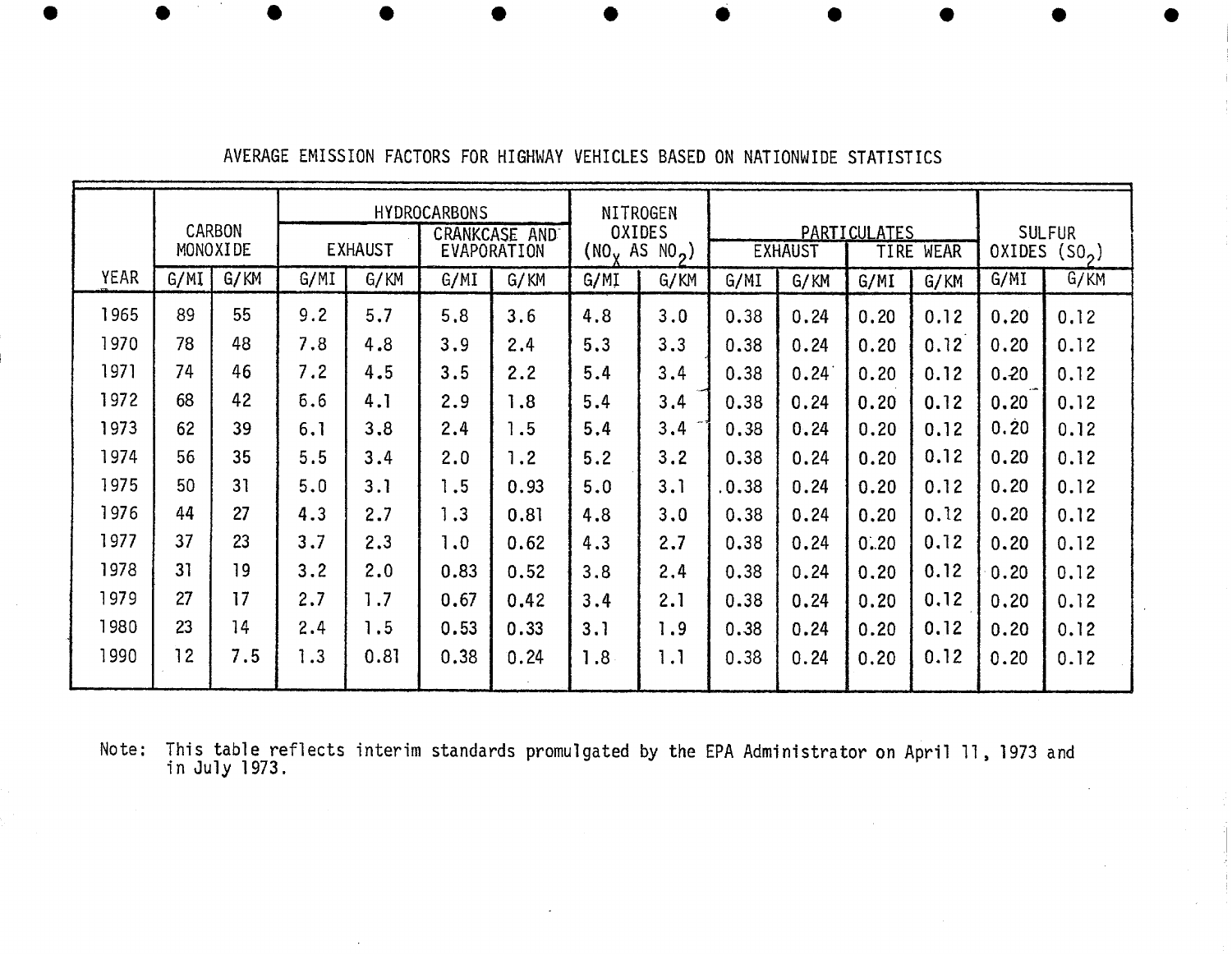AVERAGE EMISSION FACTORS FOR HIGHWAY VEHICLES BASED ON NATIONWIDE STATISTICS

| | CARBON MONOXIDE | | HYDROCARBONS | | | | NITROGEN OXIDES ($NO_X$ AS $NO_2$) | | PARTICULATES | | | | SULFUR OXIDES ($SO_2$) | |
|---|---|---|---|---|---|---|---|---|---|---|---|---|---|---|
| | | | EXHAUST | | CRANKCASE AND EVAPORATION | | | | EXHAUST | | TIRE WEAR | | | |
| YEAR | G/MI | G/KM | G/MI | G/KM | G/MI | G/KM | G/MI | G/KM | G/MI | G/KM | G/MI | G/KM | G/MI | G/KM |
| 1965 | 89 | 55 | 9.2 | 5.7 | 5.8 | 3.6 | 4.8 | 3.0 | 0.38 | 0.24 | 0.20 | 0.12 | 0.20 | 0.12 |
| 1970 | 78 | 48 | 7.8 | 4.8 | 3.9 | 2.4 | 5.3 | 3.3 | 0.38 | 0.24 | 0.20 | 0.12 | 0.20 | 0.12 |
| 1971 | 74 | 46 | 7.2 | 4.5 | 3.5 | 2.2 | 5.4 | 3.4 | 0.38 | 0.24 | 0.20 | 0.12 | 0.20 | 0.12 |
| 1972 | 68 | 42 | 6.6 | 4.1 | 2.9 | 1.8 | 5.4 | 3.4 | 0.38 | 0.24 | 0.20 | 0.12 | 0.20 | 0.12 |
| 1973 | 62 | 39 | 6.1 | 3.8 | 2.4 | 1.5 | 5.4 | 3.4 | 0.38 | 0.24 | 0.20 | 0.12 | 0.20 | 0.12 |
| 1974 | 56 | 35 | 5.5 | 3.4 | 2.0 | 1.2 | 5.2 | 3.2 | 0.38 | 0.24 | 0.20 | 0.12 | 0.20 | 0.12 |
| 1975 | 50 | 31 | 5.0 | 3.1 | 1.5 | 0.93 | 5.0 | 3.1 | 0.38 | 0.24 | 0.20 | 0.12 | 0.20 | 0.12 |
| 1976 | 44 | 27 | 4.3 | 2.7 | 1.3 | 0.81 | 4.8 | 3.0 | 0.38 | 0.24 | 0.20 | 0.12 | 0.20 | 0.12 |
| 1977 | 37 | 23 | 3.7 | 2.3 | 1.0 | 0.62 | 4.3 | 2.7 | 0.38 | 0.24 | 0.20 | 0.12 | 0.20 | 0.12 |
| 1978 | 31 | 19 | 3.2 | 2.0 | 0.83 | 0.52 | 3.8 | 2.4 | 0.38 | 0.24 | 0.20 | 0.12 | 0.20 | 0.12 |
| 1979 | 27 | 17 | 2.7 | 1.7 | 0.67 | 0.42 | 3.4 | 2.1 | 0.38 | 0.24 | 0.20 | 0.12 | 0.20 | 0.12 |
| 1980 | 23 | 14 | 2.4 | 1.5 | 0.53 | 0.33 | 3.1 | 1.9 | 0.38 | 0.24 | 0.20 | 0.12 | 0.20 | 0.12 |
| 1990 | 12 | 7.5 | 1.3 | 0.81 | 0.38 | 0.24 | 1.8 | 1.1 | 0.38 | 0.24 | 0.20 | 0.12 | 0.20 | 0.12 |

Note: This table reflects interim standards promulgated by the EPA Administrator on April 11, 1973 and in July 1973.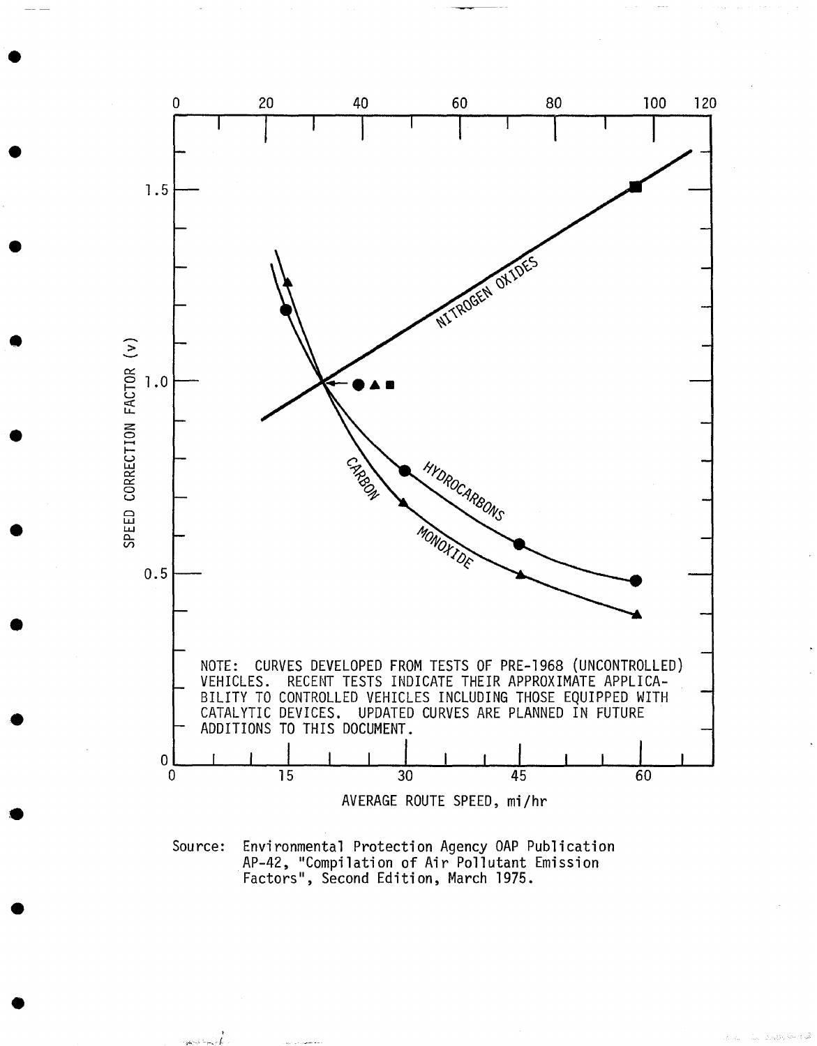0 20 40 60 80 100 120

1.5

1.0

0.5

0

0 15 30 45 60

SPEED CORRECTION FACTOR (v)

AVERAGE ROUTE SPEED, mi/hr

NITROGEN OXIDES

HYDROCARBONS

CARBON MONOXIDE

NOTE: CURVES DEVELOPED FROM TESTS OF PRE-1968 (UNCONTROLLED) VEHICLES. RECENT TESTS INDICATE THEIR APPROXIMATE APPLICABILITY TO CONTROLLED VEHICLES INCLUDING THOSE EQUIPPED WITH CATALYTIC DEVICES. UPDATED CURVES ARE PLANNED IN FUTURE ADDITIONS TO THIS DOCUMENT.

Source: Environmental Protection Agency OAP Publication AP-42, "Compilation of Air Pollutant Emission Factors", Second Edition, March 1975.